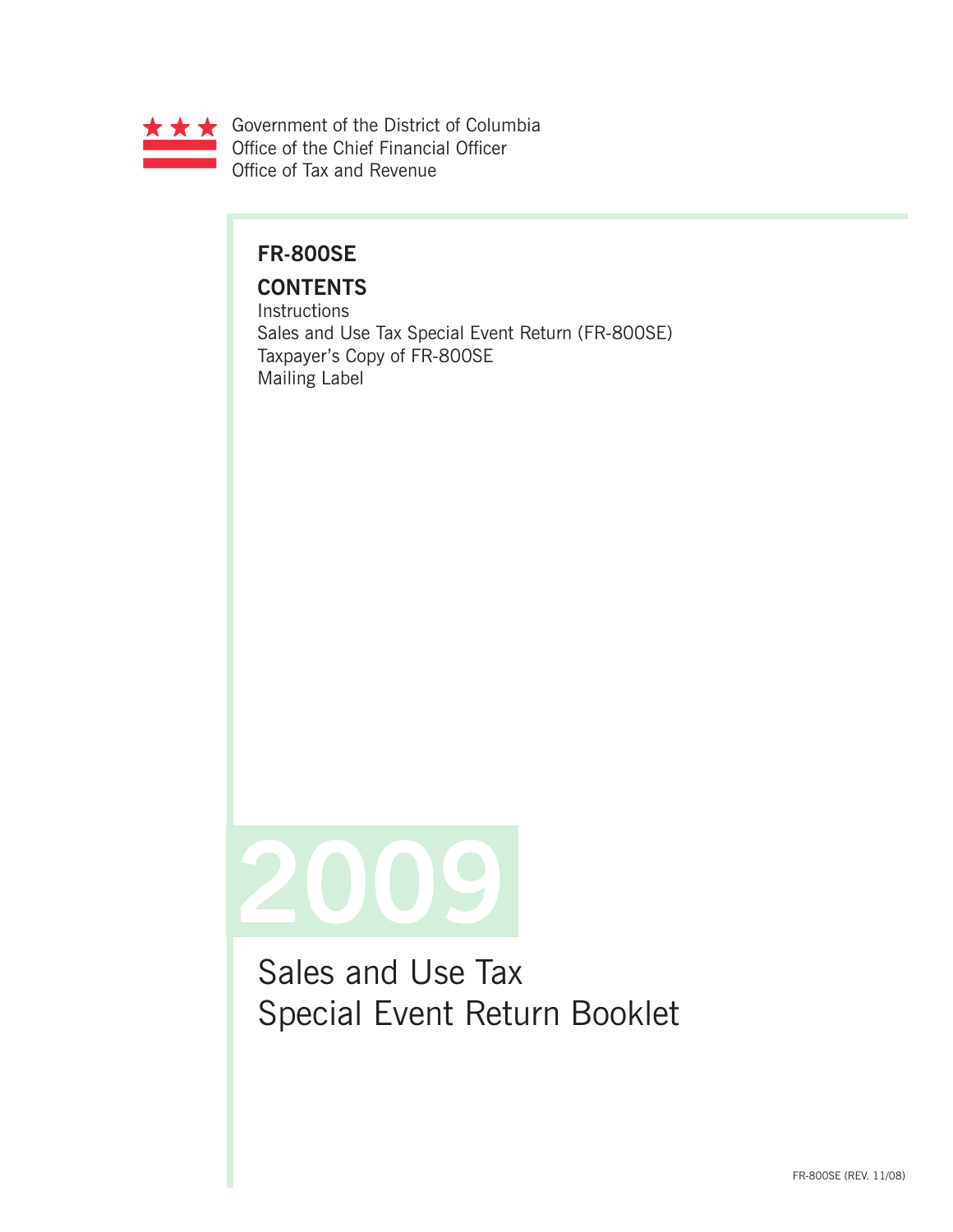Government of the District of Columbia
Office of the Chief Financial Officer
Office of Tax and Revenue

# FR-800SE

## CONTENTS

Instructions
Sales and Use Tax Special Event Return (FR-800SE)
Taxpayer's Copy of FR-800SE
Mailing Label

# 2009

# Sales and Use Tax Special Event Return Booklet

FR-800SE (REV. 11/08)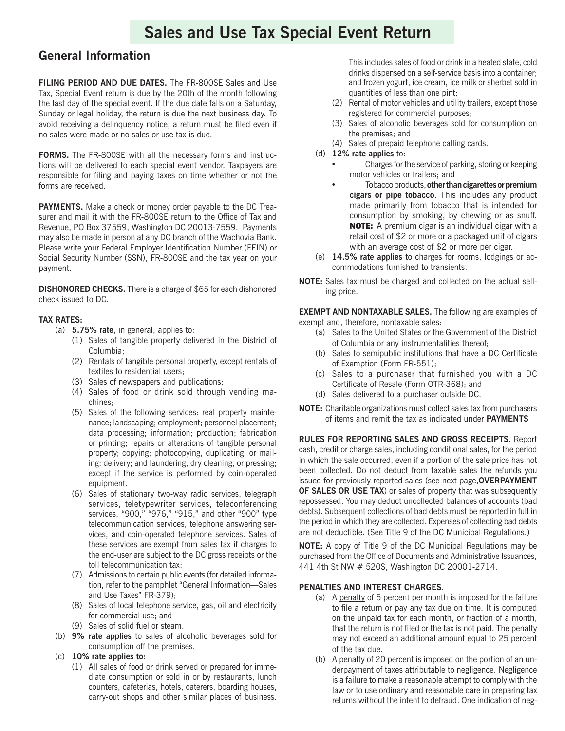# Sales and Use Tax Special Event Return

## General Information

**FILING PERIOD AND DUE DATES.** The FR-800SE Sales and Use Tax, Special Event return is due by the 20th of the month following the last day of the special event. If the due date falls on a Saturday, Sunday or legal holiday, the return is due the next business day. To avoid receiving a delinquency notice, a return must be filed even if no sales were made or no sales or use tax is due.

**FORMS.** The FR-800SE with all the necessary forms and instructions will be delivered to each special event vendor. Taxpayers are responsible for filing and paying taxes on time whether or not the forms are received.

**PAYMENTS.** Make a check or money order payable to the DC Treasurer and mail it with the FR-800SE return to the Office of Tax and Revenue, PO Box 37559, Washington DC 20013-7559. Payments may also be made in person at any DC branch of the Wachovia Bank. Please write your Federal Employer Identification Number (FEIN) or Social Security Number (SSN), FR-800SE and the tax year on your payment.

**DISHONORED CHECKS.** There is a charge of $65 for each dishonored check issued to DC.

**TAX RATES:**

(a) **5.75% rate**, in general, applies to:
   1. Sales of tangible property delivered in the District of Columbia;
   2. Rentals of tangible personal property, except rentals of textiles to residential users;
   3. Sales of newspapers and publications;
   4. Sales of food or drink sold through vending machines;
   5. Sales of the following services: real property maintenance; landscaping; employment; personnel placement; data processing; information; production; fabrication or printing; repairs or alterations of tangible personal property; copying; photocopying, duplicating, or mailing; delivery; and laundering, dry cleaning, or pressing; except if the service is performed by coin-operated equipment.
   6. Sales of stationary two-way radio services, telegraph services, teletypewriter services, teleconferencing services, "900," "976," "915," and other "900" type telecommunication services, telephone answering services, and coin-operated telephone services. Sales of these services are exempt from sales tax if charges to the end-user are subject to the DC gross receipts or the toll telecommunication tax;
   7. Admissions to certain public events (for detailed information, refer to the pamphlet "General Information—Sales and Use Taxes" FR-379);
   8. Sales of local telephone service, gas, oil and electricity for commercial use; and
   9. Sales of solid fuel or steam.

(b) **9% rate applies** to sales of alcoholic beverages sold for consumption off the premises.

(c) **10% rate applies to:**
   1. All sales of food or drink served or prepared for immediate consumption or sold in or by restaurants, lunch counters, cafeterias, hotels, caterers, boarding houses, carry-out shops and other similar places of business. This includes sales of food or drink in a heated state, cold drinks dispensed on a self-service basis into a container; and frozen yogurt, ice cream, ice milk or sherbet sold in quantities of less than one pint;
   2. Rental of motor vehicles and utility trailers, except those registered for commercial purposes;
   3. Sales of alcoholic beverages sold for consumption on the premises; and
   4. Sales of prepaid telephone calling cards.

(d) **12% rate applies** to:
   - Charges for the service of parking, storing or keeping motor vehicles or trailers; and
   - Tobacco products, **other than cigarettes or premium cigars or pipe tobacco**. This includes any product made primarily from tobacco that is intended for consumption by smoking, by chewing or as snuff. **NOTE:** A premium cigar is an individual cigar with a retail cost of $2 or more or a packaged unit of cigars with an average cost of $2 or more per cigar.

(e) **14.5% rate applies** to charges for rooms, lodgings or accommodations furnished to transients.

**NOTE:** Sales tax must be charged and collected on the actual selling price.

**EXEMPT AND NONTAXABLE SALES.** The following are examples of exempt and, therefore, nontaxable sales:

(a) Sales to the United States or the Government of the District of Columbia or any instrumentalities thereof;
(b) Sales to semipublic institutions that have a DC Certificate of Exemption (Form FR-551);
(c) Sales to a purchaser that furnished you with a DC Certificate of Resale (Form OTR-368); and
(d) Sales delivered to a purchaser outside DC.

**NOTE:** Charitable organizations must collect sales tax from purchasers of items and remit the tax as indicated under **PAYMENTS**

**RULES FOR REPORTING SALES AND GROSS RECEIPTS.** Report cash, credit or charge sales, including conditional sales, for the period in which the sale occurred, even if a portion of the sale price has not been collected. Do not deduct from taxable sales the refunds you issued for previously reported sales (see next page,**OVERPAYMENT OF SALES OR USE TAX**) or sales of property that was subsequently repossessed. You may deduct uncollected balances of accounts (bad debts). Subsequent collections of bad debts must be reported in full in the period in which they are collected. Expenses of collecting bad debts are not deductible. (See Title 9 of the DC Municipal Regulations.)

**NOTE:** A copy of Title 9 of the DC Municipal Regulations may be purchased from the Office of Documents and Administrative Issuances, 441 4th St NW # 520S, Washington DC 20001-2714.

**PENALTIES AND INTEREST CHARGES.**

(a) A penalty of 5 percent per month is imposed for the failure to file a return or pay any tax due on time. It is computed on the unpaid tax for each month, or fraction of a month, that the return is not filed or the tax is not paid. The penalty may not exceed an additional amount equal to 25 percent of the tax due.
(b) A penalty of 20 percent is imposed on the portion of an underpayment of taxes attributable to negligence. Negligence is a failure to make a reasonable attempt to comply with the law or to use ordinary and reasonable care in preparing tax returns without the intent to defraud. One indication of neg-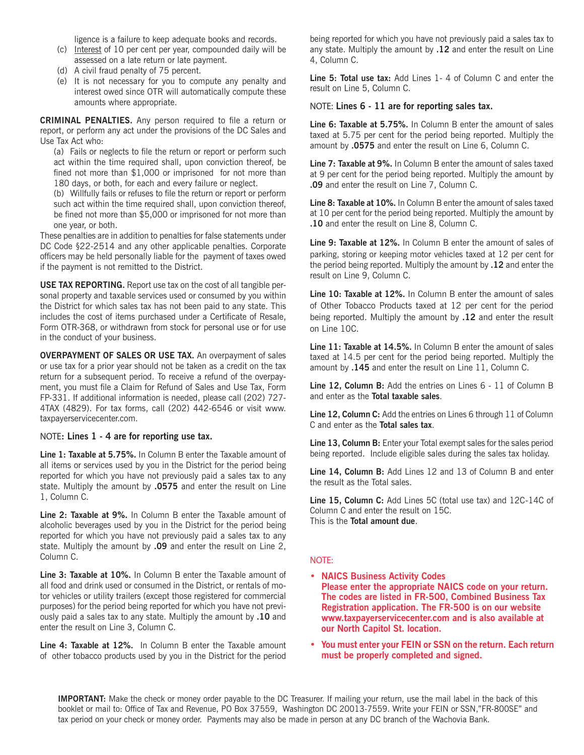ligence is a failure to keep adequate books and records.

(c) Interest of 10 per cent per year, compounded daily will be assessed on a late return or late payment.

(d) A civil fraud penalty of 75 percent.

(e) It is not necessary for you to compute any penalty and interest owed since OTR will automatically compute these amounts where appropriate.

**CRIMINAL PENALTIES.** Any person required to file a return or report, or perform any act under the provisions of the DC Sales and Use Tax Act who:

(a) Fails or neglects to file the return or report or perform such act within the time required shall, upon conviction thereof, be fined not more than $1,000 or imprisoned for not more than 180 days, or both, for each and every failure or neglect.

(b) Willfully fails or refuses to file the return or report or perform such act within the time required shall, upon conviction thereof, be fined not more than $5,000 or imprisoned for not more than one year, or both.

These penalties are in addition to penalties for false statements under DC Code §22-2514 and any other applicable penalties. Corporate officers may be held personally liable for the payment of taxes owed if the payment is not remitted to the District.

**USE TAX REPORTING.** Report use tax on the cost of all tangible personal property and taxable services used or consumed by you within the District for which sales tax has not been paid to any state. This includes the cost of items purchased under a Certificate of Resale, Form OTR-368, or withdrawn from stock for personal use or for use in the conduct of your business.

**OVERPAYMENT OF SALES OR USE TAX.** An overpayment of sales or use tax for a prior year should not be taken as a credit on the tax return for a subsequent period. To receive a refund of the overpayment, you must file a Claim for Refund of Sales and Use Tax, Form FP-331. If additional information is needed, please call (202) 727-4TAX (4829). For tax forms, call (202) 442-6546 or visit www.taxpayerservicecenter.com.

NOTE**: Lines 1 - 4 are for reporting use tax.**

**Line 1: Taxable at 5.75%.** In Column B enter the Taxable amount of all items or services used by you in the District for the period being reported for which you have not previously paid a sales tax to any state. Multiply the amount by **.0575** and enter the result on Line 1, Column C.

**Line 2: Taxable at 9%.** In Column B enter the Taxable amount of alcoholic beverages used by you in the District for the period being reported for which you have not previously paid a sales tax to any state. Multiply the amount by **.09** and enter the result on Line 2, Column C.

**Line 3: Taxable at 10%.** In Column B enter the Taxable amount of all food and drink used or consumed in the District, or rentals of motor vehicles or utility trailers (except those registered for commercial purposes) for the period being reported for which you have not previously paid a sales tax to any state. Multiply the amount by **.10** and enter the result on Line 3, Column C.

**Line 4: Taxable at 12%.** In Column B enter the Taxable amount of other tobacco products used by you in the District for the period being reported for which you have not previously paid a sales tax to any state. Multiply the amount by **.12** and enter the result on Line 4, Column C.

**Line 5: Total use tax:** Add Lines 1- 4 of Column C and enter the result on Line 5, Column C.

NOTE: **Lines 6 - 11 are for reporting sales tax.**

**Line 6: Taxable at 5.75%.** In Column B enter the amount of sales taxed at 5.75 per cent for the period being reported. Multiply the amount by **.0575** and enter the result on Line 6, Column C.

**Line 7: Taxable at 9%.** In Column B enter the amount of sales taxed at 9 per cent for the period being reported. Multiply the amount by **.09** and enter the result on Line 7, Column C.

**Line 8: Taxable at 10%.** In Column B enter the amount of sales taxed at 10 per cent for the period being reported. Multiply the amount by **.10** and enter the result on Line 8, Column C.

**Line 9: Taxable at 12%.** In Column B enter the amount of sales of parking, storing or keeping motor vehicles taxed at 12 per cent for the period being reported. Multiply the amount by **.12** and enter the result on Line 9, Column C.

**Line 10: Taxable at 12%.** In Column B enter the amount of sales of Other Tobacco Products taxed at 12 per cent for the period being reported. Multiply the amount by **.12** and enter the result on Line 10C.

**Line 11: Taxable at 14.5%.** In Column B enter the amount of sales taxed at 14.5 per cent for the period being reported. Multiply the amount by **.145** and enter the result on Line 11, Column C.

**Line 12, Column B:** Add the entries on Lines 6 - 11 of Column B and enter as the **Total taxable sales**.

**Line 12, Column C:** Add the entries on Lines 6 through 11 of Column C and enter as the **Total sales tax**.

**Line 13, Column B:** Enter your Total exempt sales for the sales period being reported. Include eligible sales during the sales tax holiday.

**Line 14, Column B:** Add Lines 12 and 13 of Column B and enter the result as the Total sales.

**Line 15, Column C:** Add Lines 5C (total use tax) and 12C-14C of Column C and enter the result on 15C.
This is the **Total amount due**.

NOTE:

- **NAICS Business Activity Codes**
  **Please enter the appropriate NAICS code on your return. The codes are listed in FR-500, Combined Business Tax Registration application. The FR-500 is on our website www.taxpayerservicecenter.com and is also available at our North Capitol St. location.**
- **You must enter your FEIN or SSN on the return. Each return must be properly completed and signed.**

**IMPORTANT:** Make the check or money order payable to the DC Treasurer. If mailing your return, use the mail label in the back of this booklet or mail to: Office of Tax and Revenue, PO Box 37559, Washington DC 20013-7559. Write your FEIN or SSN,"FR-800SE" and tax period on your check or money order. Payments may also be made in person at any DC branch of the Wachovia Bank.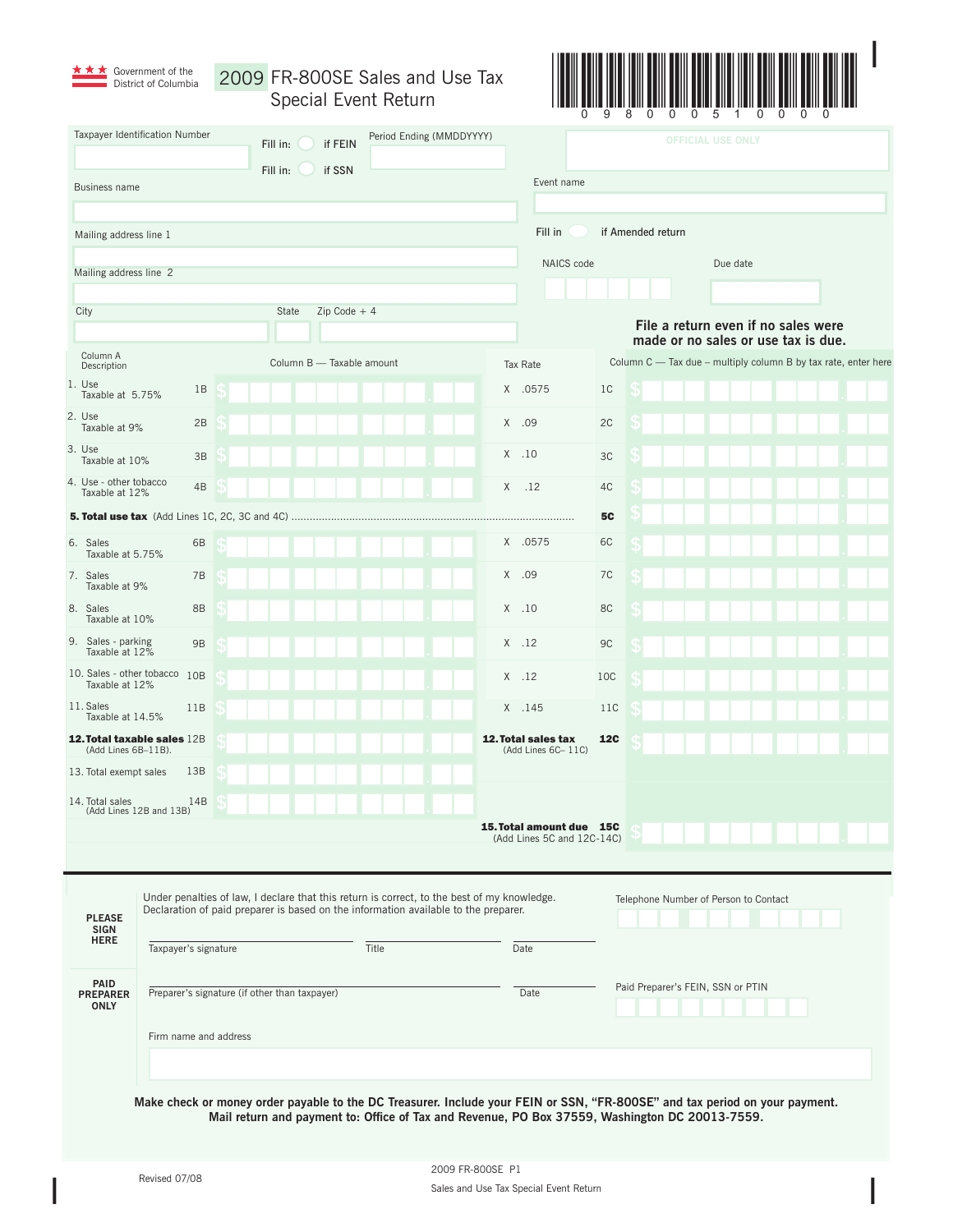Government of the District of Columbia

# 2009 FR-800SE Sales and Use Tax Special Event Return

0 9 8 0 0 0 5 1 0 0 0 0

Taxpayer Identification Number

Fill in: ○ if FEIN

Fill in: ○ if SSN

Period Ending (MMDDYYYY)

OFFICIAL USE ONLY

Business name

Event name

Mailing address line 1

Fill in ○ if Amended return

Mailing address line 2

NAICS code

Due date

City

State

Zip Code + 4

**File a return even if no sales were made or no sales or use tax is due.**

| Column A Description | | Column B — Taxable amount | Tax Rate | | Column C — Tax due – multiply column B by tax rate, enter here |
|---|---|---|---|---|---|
| 1. Use Taxable at 5.75% | 1B | $ | X .0575 | 1C | $ |
| 2. Use Taxable at 9% | 2B | $ | X .09 | 2C | $ |
| 3. Use Taxable at 10% | 3B | $ | X .10 | 3C | $ |
| 4. Use - other tobacco Taxable at 12% | 4B | $ | X .12 | 4C | $ |
| **5. Total use tax** (Add Lines 1C, 2C, 3C and 4C) | | | | **5C** | $ |
| 6. Sales Taxable at 5.75% | 6B | $ | X .0575 | 6C | $ |
| 7. Sales Taxable at 9% | 7B | $ | X .09 | 7C | $ |
| 8. Sales Taxable at 10% | 8B | $ | X .10 | 8C | $ |
| 9. Sales - parking Taxable at 12% | 9B | $ | X .12 | 9C | $ |
| 10. Sales - other tobacco Taxable at 12% | 10B | $ | X .12 | 10C | $ |
| 11. Sales Taxable at 14.5% | 11B | $ | X .145 | 11C | $ |
| **12. Total taxable sales** (Add Lines 6B–11B). | 12B | $ | **12. Total sales tax** (Add Lines 6C– 11C) | **12C** | $ |
| 13. Total exempt sales | 13B | $ | | | |
| 14. Total sales (Add Lines 12B and 13B) | 14B | $ | | | |
| | | | **15. Total amount due** (Add Lines 5C and 12C-14C) | **15C** | $ |

**PLEASE SIGN HERE**

Under penalties of law, I declare that this return is correct, to the best of my knowledge. Declaration of paid preparer is based on the information available to the preparer.

Telephone Number of Person to Contact

Taxpayer's signature    Title    Date

**PAID PREPARER ONLY**

Preparer's signature (if other than taxpayer)    Date

Paid Preparer's FEIN, SSN or PTIN

Firm name and address

**Make check or money order payable to the DC Treasurer. Include your FEIN or SSN, "FR-800SE" and tax period on your payment. Mail return and payment to: Office of Tax and Revenue, PO Box 37559, Washington DC 20013-7559.**

Revised 07/08

2009 FR-800SE P1

Sales and Use Tax Special Event Return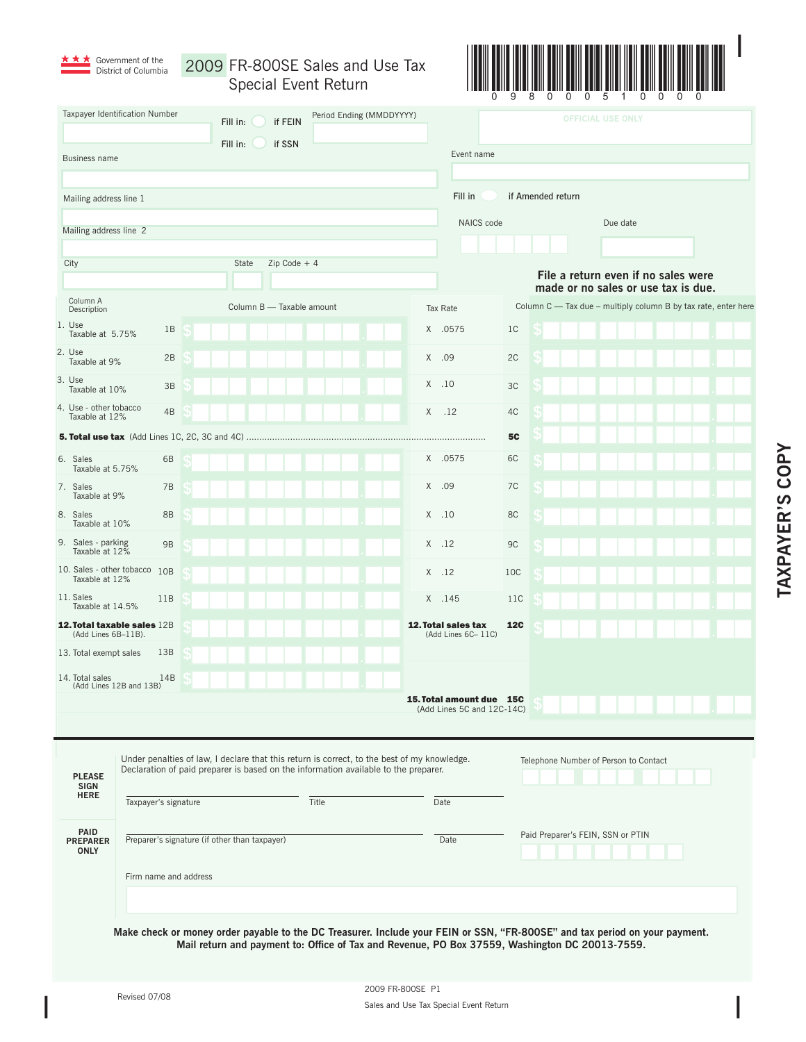Government of the District of Columbia

# 2009 FR-800SE Sales and Use Tax Special Event Return

0 9 8 0 0 0 5 1 0 0 0 0

Taxpayer Identification Number

Fill in: ◯ if FEIN

Fill in: ◯ if SSN

Period Ending (MMDDYYYY)

OFFICIAL USE ONLY

Business name

Event name

Mailing address line 1

Fill in ◯ if Amended return

Mailing address line 2

NAICS code

Due date

City

State

Zip Code + 4

**File a return even if no sales were made or no sales or use tax is due.**

| Column A Description | | Column B — Taxable amount | Tax Rate | | Column C — Tax due – multiply column B by tax rate, enter here |
|---|---|---|---|---|---|
| 1. Use Taxable at 5.75% | 1B | $ | X .0575 | 1C | $ |
| 2. Use Taxable at 9% | 2B | $ | X .09 | 2C | $ |
| 3. Use Taxable at 10% | 3B | $ | X .10 | 3C | $ |
| 4. Use - other tobacco Taxable at 12% | 4B | $ | X .12 | 4C | $ |
| **5. Total use tax** (Add Lines 1C, 2C, 3C and 4C) | | | | **5C** | $ |
| 6. Sales Taxable at 5.75% | 6B | $ | X .0575 | 6C | $ |
| 7. Sales Taxable at 9% | 7B | $ | X .09 | 7C | $ |
| 8. Sales Taxable at 10% | 8B | $ | X .10 | 8C | $ |
| 9. Sales - parking Taxable at 12% | 9B | $ | X .12 | 9C | $ |
| 10. Sales - other tobacco Taxable at 12% | 10B | $ | X .12 | 10C | $ |
| 11. Sales Taxable at 14.5% | 11B | $ | X .145 | 11C | $ |
| **12. Total taxable sales** (Add Lines 6B–11B). | 12B | $ | **12. Total sales tax** (Add Lines 6C– 11C) | **12C** | $ |
| 13. Total exempt sales | 13B | $ | | | |
| 14. Total sales (Add Lines 12B and 13B) | 14B | $ | | | |
| | | | **15. Total amount due** (Add Lines 5C and 12C-14C) | **15C** | $ |

**PLEASE SIGN HERE**

Under penalties of law, I declare that this return is correct, to the best of my knowledge. Declaration of paid preparer is based on the information available to the preparer.

Taxpayer's signature    Title    Date

Telephone Number of Person to Contact

**PAID PREPARER ONLY**

Preparer's signature (if other than taxpayer)    Date

Paid Preparer's FEIN, SSN or PTIN

Firm name and address

**Make check or money order payable to the DC Treasurer. Include your FEIN or SSN, "FR-800SE" and tax period on your payment. Mail return and payment to: Office of Tax and Revenue, PO Box 37559, Washington DC 20013-7559.**

Revised 07/08

2009 FR-800SE P1

Sales and Use Tax Special Event Return

TAXPAYER'S COPY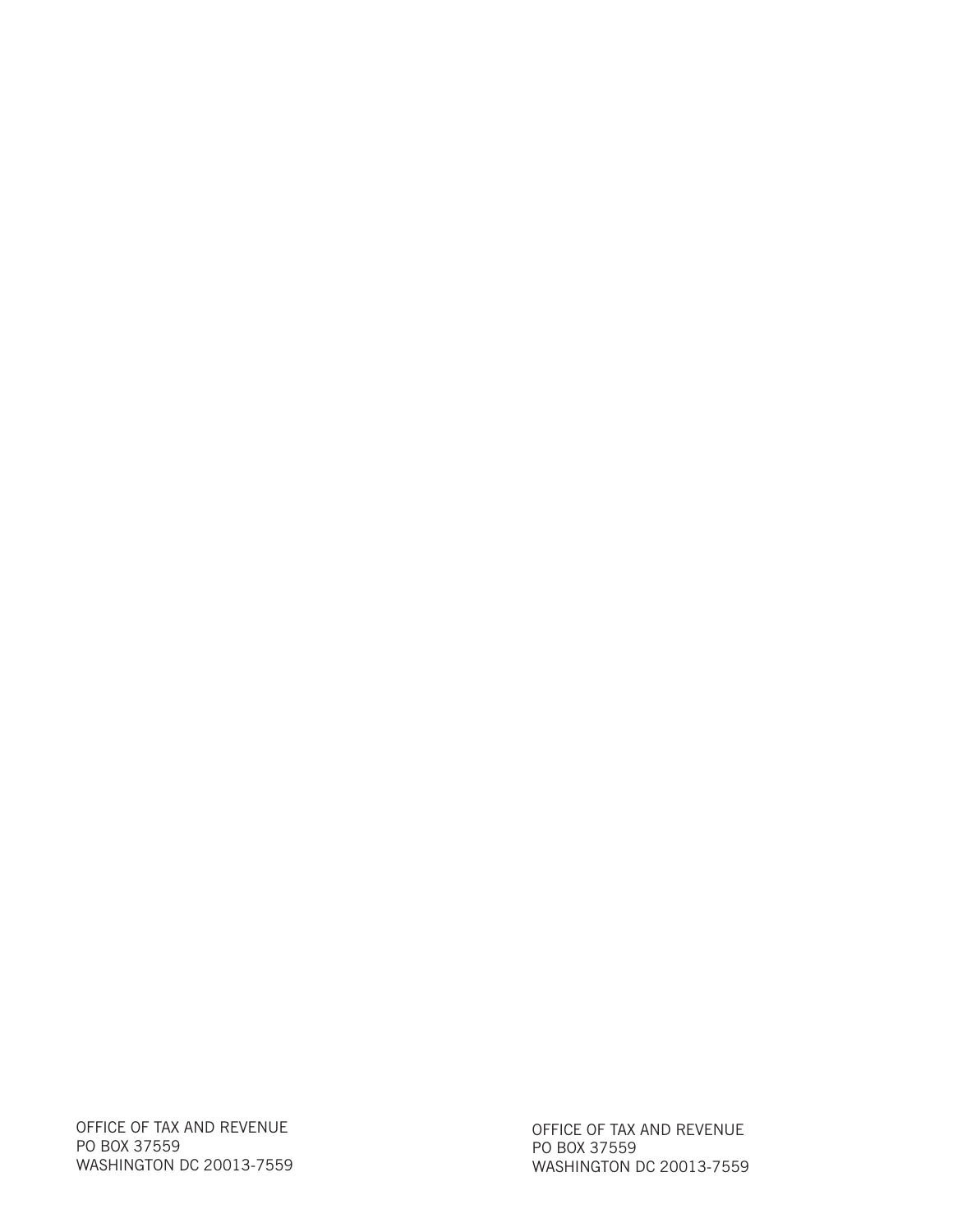OFFICE OF TAX AND REVENUE
PO BOX 37559
WASHINGTON DC 20013-7559

OFFICE OF TAX AND REVENUE
PO BOX 37559
WASHINGTON DC 20013-7559